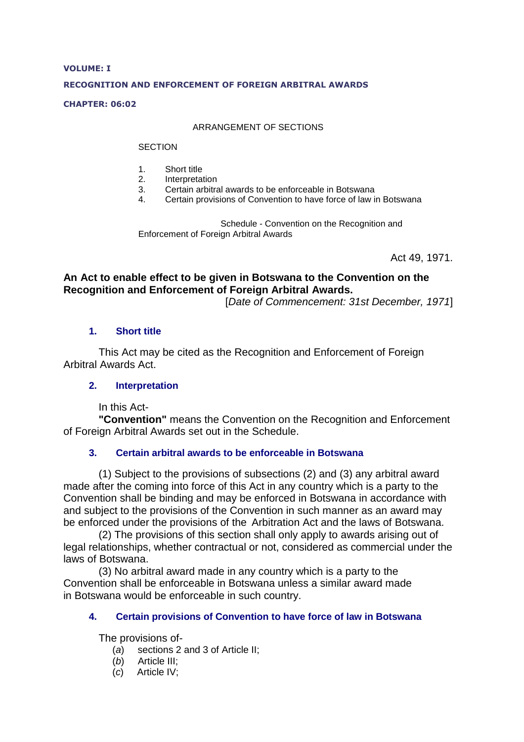**VOLUME: I**

**RECOGNITION AND ENFORCEMENT OF FOREIGN ARBITRAL AWARDS**

**CHAPTER: 06:02**

ARRANGEMENT OF SECTIONS

SECTION

1. Short title
2. Interpretation
3. Certain arbitral awards to be enforceable in Botswana
4. Certain provisions of Convention to have force of law in Botswana

Schedule - Convention on the Recognition and Enforcement of Foreign Arbitral Awards

Act 49, 1971.

**An Act to enable effect to be given in Botswana to the Convention on the Recognition and Enforcement of Foreign Arbitral Awards.**

[*Date of Commencement: 31st December, 1971*]

### 1. Short title

This Act may be cited as the Recognition and Enforcement of Foreign Arbitral Awards Act.

### 2. Interpretation

In this Act-

**"Convention"** means the Convention on the Recognition and Enforcement of Foreign Arbitral Awards set out in the Schedule.

### 3. Certain arbitral awards to be enforceable in Botswana

(1) Subject to the provisions of subsections (2) and (3) any arbitral award made after the coming into force of this Act in any country which is a party to the Convention shall be binding and may be enforced in Botswana in accordance with and subject to the provisions of the Convention in such manner as an award may be enforced under the provisions of the Arbitration Act and the laws of Botswana.

(2) The provisions of this section shall only apply to awards arising out of legal relationships, whether contractual or not, considered as commercial under the laws of Botswana.

(3) No arbitral award made in any country which is a party to the Convention shall be enforceable in Botswana unless a similar award made in Botswana would be enforceable in such country.

### 4. Certain provisions of Convention to have force of law in Botswana

The provisions of-

(*a*) sections 2 and 3 of Article II;

(*b*) Article III;

(*c*) Article IV;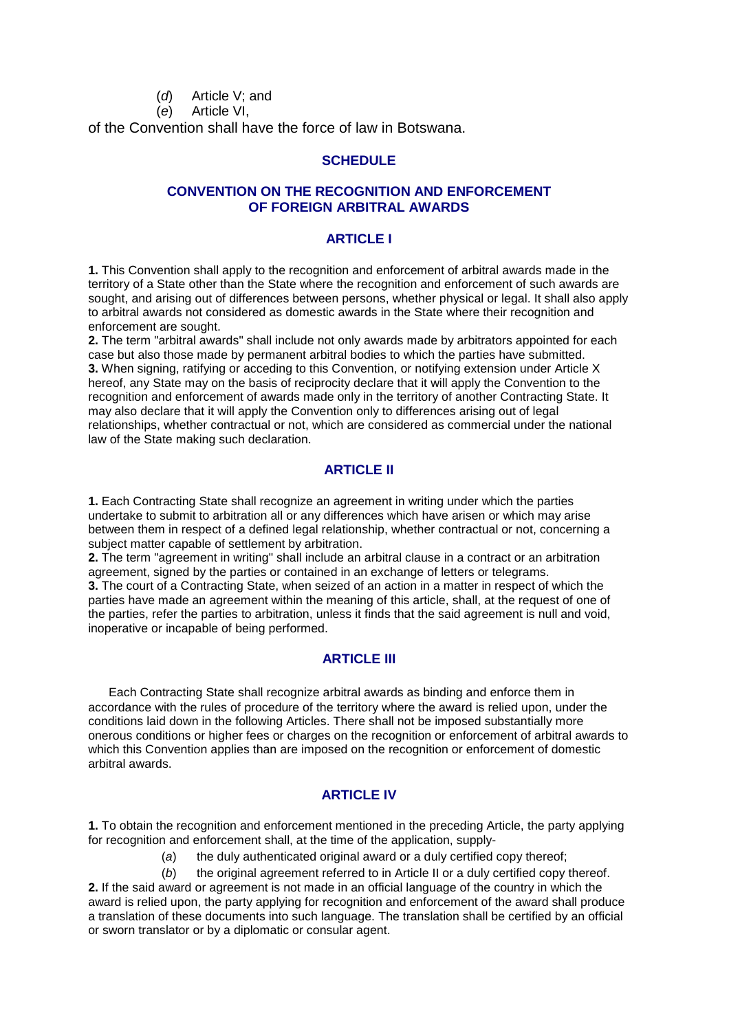(*d*) Article V; and

(*e*) Article VI,

of the Convention shall have the force of law in Botswana.

## SCHEDULE

## CONVENTION ON THE RECOGNITION AND ENFORCEMENT OF FOREIGN ARBITRAL AWARDS

### ARTICLE I

**1.** This Convention shall apply to the recognition and enforcement of arbitral awards made in the territory of a State other than the State where the recognition and enforcement of such awards are sought, and arising out of differences between persons, whether physical or legal. It shall also apply to arbitral awards not considered as domestic awards in the State where their recognition and enforcement are sought.

**2.** The term "arbitral awards" shall include not only awards made by arbitrators appointed for each case but also those made by permanent arbitral bodies to which the parties have submitted.

**3.** When signing, ratifying or acceding to this Convention, or notifying extension under Article X hereof, any State may on the basis of reciprocity declare that it will apply the Convention to the recognition and enforcement of awards made only in the territory of another Contracting State. It may also declare that it will apply the Convention only to differences arising out of legal relationships, whether contractual or not, which are considered as commercial under the national law of the State making such declaration.

### ARTICLE II

**1.** Each Contracting State shall recognize an agreement in writing under which the parties undertake to submit to arbitration all or any differences which have arisen or which may arise between them in respect of a defined legal relationship, whether contractual or not, concerning a subject matter capable of settlement by arbitration.

**2.** The term "agreement in writing" shall include an arbitral clause in a contract or an arbitration agreement, signed by the parties or contained in an exchange of letters or telegrams.

**3.** The court of a Contracting State, when seized of an action in a matter in respect of which the parties have made an agreement within the meaning of this article, shall, at the request of one of the parties, refer the parties to arbitration, unless it finds that the said agreement is null and void, inoperative or incapable of being performed.

### ARTICLE III

Each Contracting State shall recognize arbitral awards as binding and enforce them in accordance with the rules of procedure of the territory where the award is relied upon, under the conditions laid down in the following Articles. There shall not be imposed substantially more onerous conditions or higher fees or charges on the recognition or enforcement of arbitral awards to which this Convention applies than are imposed on the recognition or enforcement of domestic arbitral awards.

### ARTICLE IV

**1.** To obtain the recognition and enforcement mentioned in the preceding Article, the party applying for recognition and enforcement shall, at the time of the application, supply-

(*a*) the duly authenticated original award or a duly certified copy thereof;

(*b*) the original agreement referred to in Article II or a duly certified copy thereof.

**2.** If the said award or agreement is not made in an official language of the country in which the award is relied upon, the party applying for recognition and enforcement of the award shall produce a translation of these documents into such language. The translation shall be certified by an official or sworn translator or by a diplomatic or consular agent.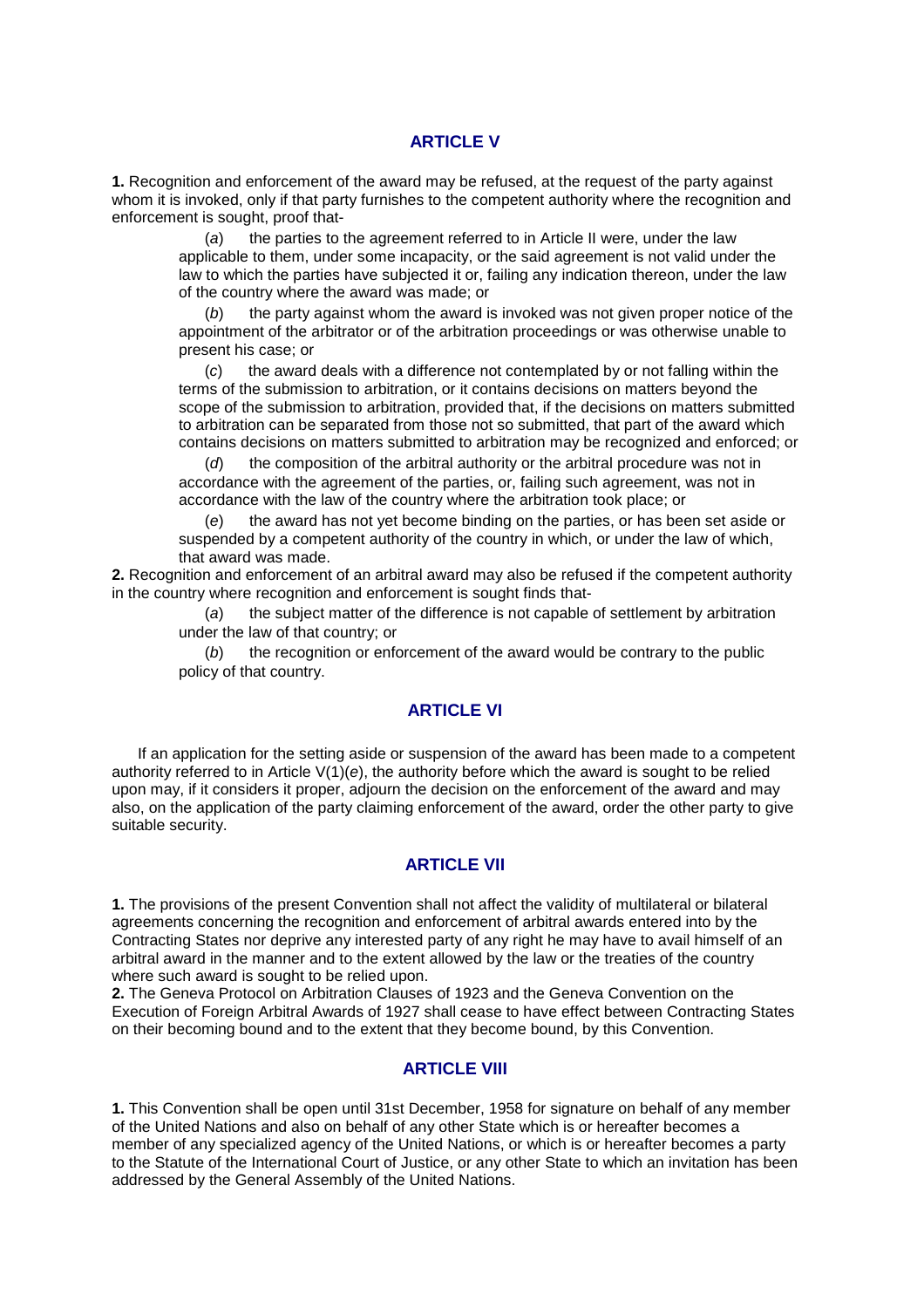## ARTICLE V

**1.** Recognition and enforcement of the award may be refused, at the request of the party against whom it is invoked, only if that party furnishes to the competent authority where the recognition and enforcement is sought, proof that-

(*a*) the parties to the agreement referred to in Article II were, under the law applicable to them, under some incapacity, or the said agreement is not valid under the law to which the parties have subjected it or, failing any indication thereon, under the law of the country where the award was made; or

(*b*) the party against whom the award is invoked was not given proper notice of the appointment of the arbitrator or of the arbitration proceedings or was otherwise unable to present his case; or

(*c*) the award deals with a difference not contemplated by or not falling within the terms of the submission to arbitration, or it contains decisions on matters beyond the scope of the submission to arbitration, provided that, if the decisions on matters submitted to arbitration can be separated from those not so submitted, that part of the award which contains decisions on matters submitted to arbitration may be recognized and enforced; or

(*d*) the composition of the arbitral authority or the arbitral procedure was not in accordance with the agreement of the parties, or, failing such agreement, was not in accordance with the law of the country where the arbitration took place; or

(*e*) the award has not yet become binding on the parties, or has been set aside or suspended by a competent authority of the country in which, or under the law of which, that award was made.

**2.** Recognition and enforcement of an arbitral award may also be refused if the competent authority in the country where recognition and enforcement is sought finds that-

(*a*) the subject matter of the difference is not capable of settlement by arbitration under the law of that country; or

(*b*) the recognition or enforcement of the award would be contrary to the public policy of that country.

## ARTICLE VI

If an application for the setting aside or suspension of the award has been made to a competent authority referred to in Article V(1)(*e*), the authority before which the award is sought to be relied upon may, if it considers it proper, adjourn the decision on the enforcement of the award and may also, on the application of the party claiming enforcement of the award, order the other party to give suitable security.

## ARTICLE VII

**1.** The provisions of the present Convention shall not affect the validity of multilateral or bilateral agreements concerning the recognition and enforcement of arbitral awards entered into by the Contracting States nor deprive any interested party of any right he may have to avail himself of an arbitral award in the manner and to the extent allowed by the law or the treaties of the country where such award is sought to be relied upon.

**2.** The Geneva Protocol on Arbitration Clauses of 1923 and the Geneva Convention on the Execution of Foreign Arbitral Awards of 1927 shall cease to have effect between Contracting States on their becoming bound and to the extent that they become bound, by this Convention.

## ARTICLE VIII

**1.** This Convention shall be open until 31st December, 1958 for signature on behalf of any member of the United Nations and also on behalf of any other State which is or hereafter becomes a member of any specialized agency of the United Nations, or which is or hereafter becomes a party to the Statute of the International Court of Justice, or any other State to which an invitation has been addressed by the General Assembly of the United Nations.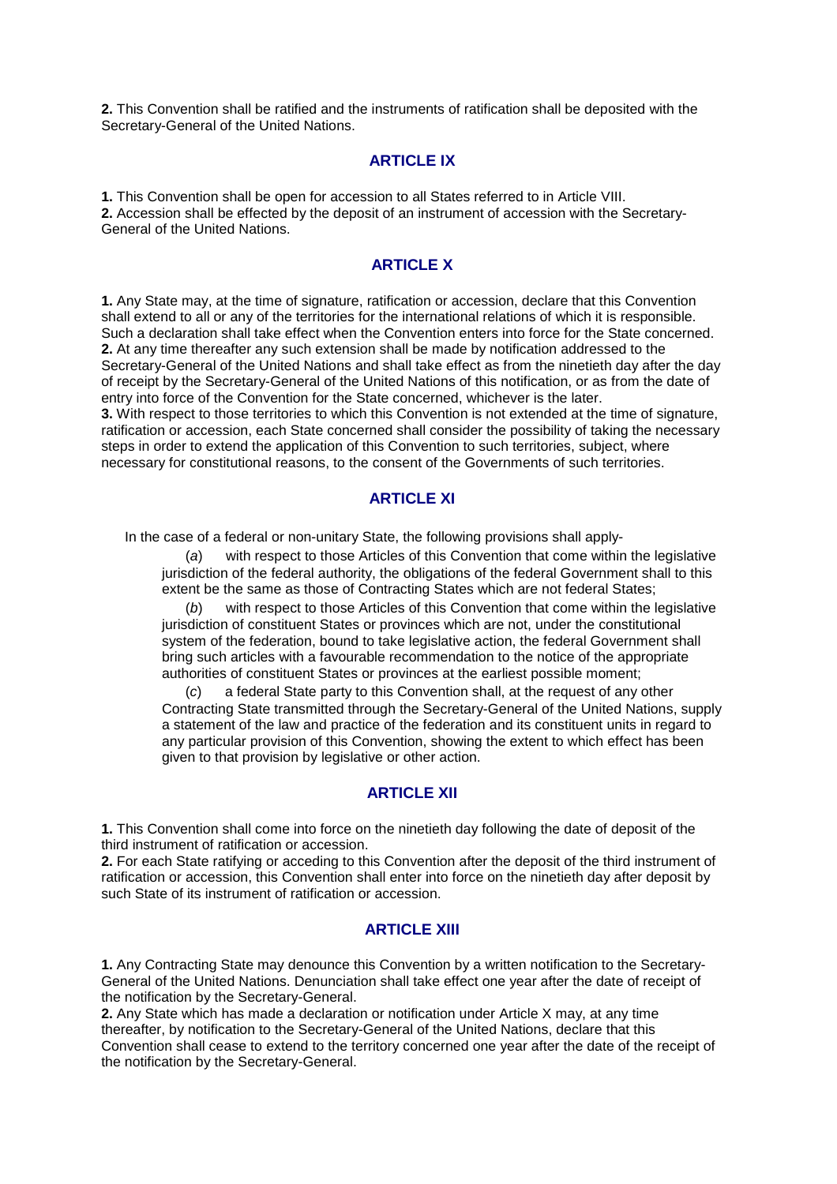**2.** This Convention shall be ratified and the instruments of ratification shall be deposited with the Secretary-General of the United Nations.

## ARTICLE IX

**1.** This Convention shall be open for accession to all States referred to in Article VIII.
**2.** Accession shall be effected by the deposit of an instrument of accession with the Secretary-General of the United Nations.

## ARTICLE X

**1.** Any State may, at the time of signature, ratification or accession, declare that this Convention shall extend to all or any of the territories for the international relations of which it is responsible. Such a declaration shall take effect when the Convention enters into force for the State concerned.
**2.** At any time thereafter any such extension shall be made by notification addressed to the Secretary-General of the United Nations and shall take effect as from the ninetieth day after the day of receipt by the Secretary-General of the United Nations of this notification, or as from the date of entry into force of the Convention for the State concerned, whichever is the later.
**3.** With respect to those territories to which this Convention is not extended at the time of signature, ratification or accession, each State concerned shall consider the possibility of taking the necessary steps in order to extend the application of this Convention to such territories, subject, where necessary for constitutional reasons, to the consent of the Governments of such territories.

## ARTICLE XI

In the case of a federal or non-unitary State, the following provisions shall apply-

(*a*) with respect to those Articles of this Convention that come within the legislative jurisdiction of the federal authority, the obligations of the federal Government shall to this extent be the same as those of Contracting States which are not federal States;

(*b*) with respect to those Articles of this Convention that come within the legislative jurisdiction of constituent States or provinces which are not, under the constitutional system of the federation, bound to take legislative action, the federal Government shall bring such articles with a favourable recommendation to the notice of the appropriate authorities of constituent States or provinces at the earliest possible moment;

(*c*) a federal State party to this Convention shall, at the request of any other Contracting State transmitted through the Secretary-General of the United Nations, supply a statement of the law and practice of the federation and its constituent units in regard to any particular provision of this Convention, showing the extent to which effect has been given to that provision by legislative or other action.

## ARTICLE XII

**1.** This Convention shall come into force on the ninetieth day following the date of deposit of the third instrument of ratification or accession.
**2.** For each State ratifying or acceding to this Convention after the deposit of the third instrument of ratification or accession, this Convention shall enter into force on the ninetieth day after deposit by such State of its instrument of ratification or accession.

## ARTICLE XIII

**1.** Any Contracting State may denounce this Convention by a written notification to the Secretary-General of the United Nations. Denunciation shall take effect one year after the date of receipt of the notification by the Secretary-General.
**2.** Any State which has made a declaration or notification under Article X may, at any time thereafter, by notification to the Secretary-General of the United Nations, declare that this Convention shall cease to extend to the territory concerned one year after the date of the receipt of the notification by the Secretary-General.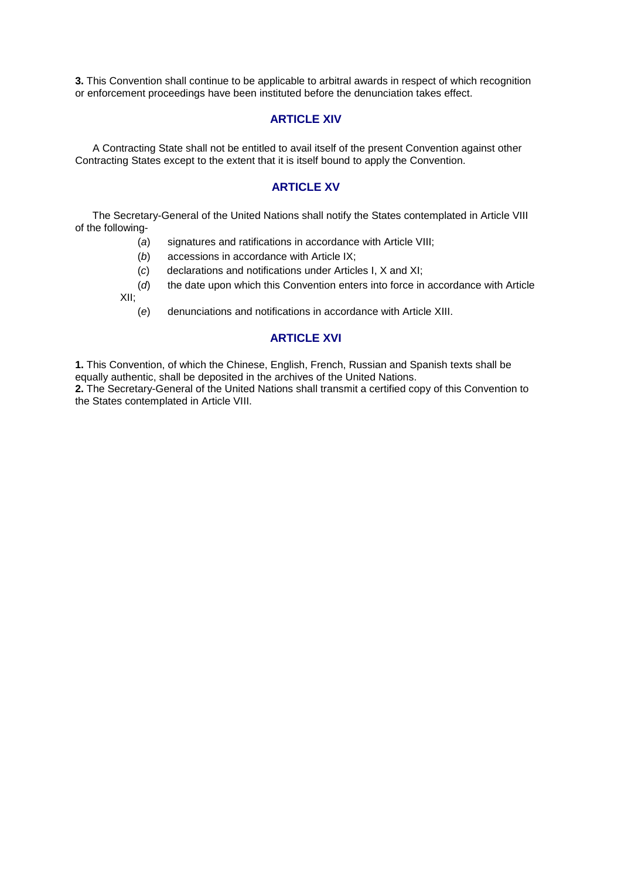**3.** This Convention shall continue to be applicable to arbitral awards in respect of which recognition or enforcement proceedings have been instituted before the denunciation takes effect.

## ARTICLE XIV

A Contracting State shall not be entitled to avail itself of the present Convention against other Contracting States except to the extent that it is itself bound to apply the Convention.

## ARTICLE XV

The Secretary-General of the United Nations shall notify the States contemplated in Article VIII of the following-

(*a*) signatures and ratifications in accordance with Article VIII;

(*b*) accessions in accordance with Article IX;

(*c*) declarations and notifications under Articles I, X and XI;

(*d*) the date upon which this Convention enters into force in accordance with Article XII;

(*e*) denunciations and notifications in accordance with Article XIII.

## ARTICLE XVI

**1.** This Convention, of which the Chinese, English, French, Russian and Spanish texts shall be equally authentic, shall be deposited in the archives of the United Nations.

**2.** The Secretary-General of the United Nations shall transmit a certified copy of this Convention to the States contemplated in Article VIII.